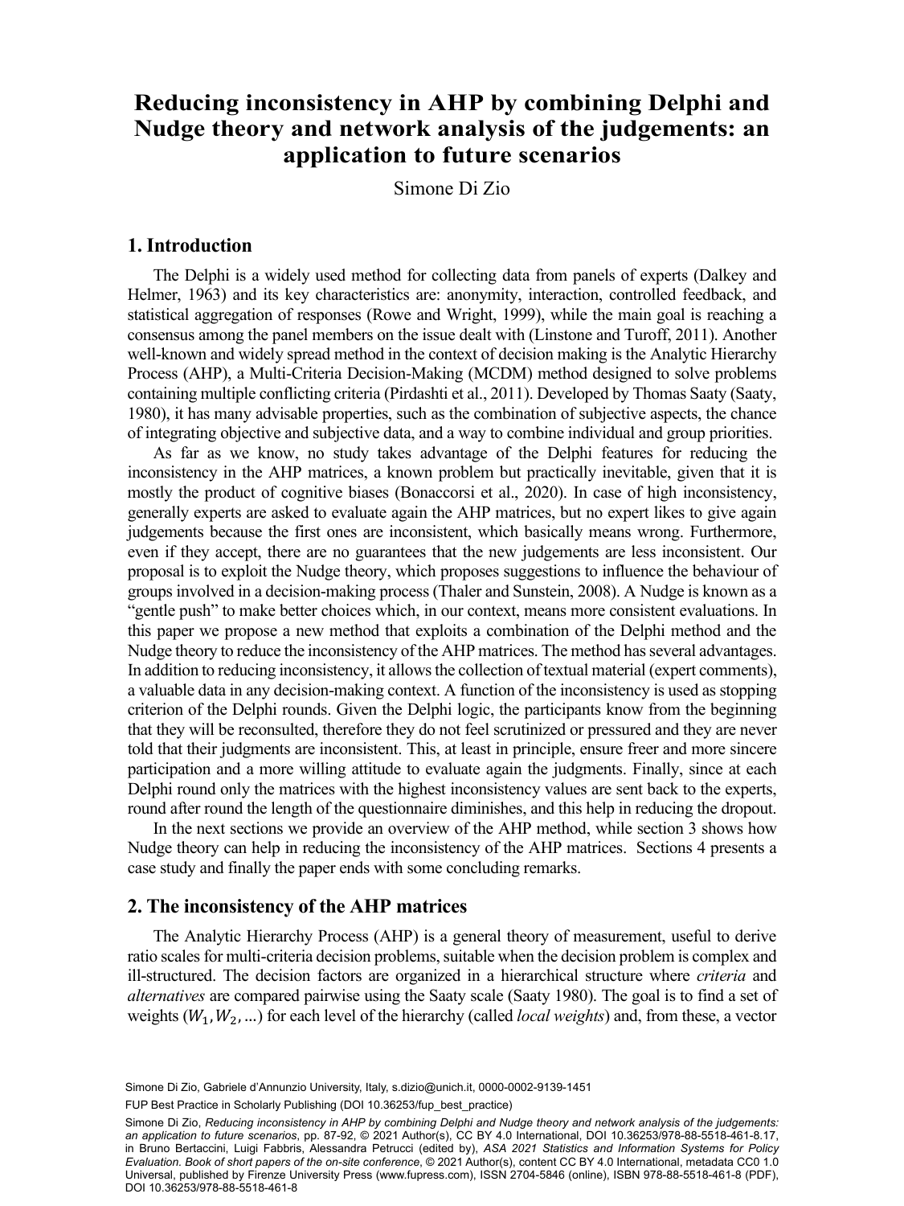# Reducing inconsistency in AHP by combining Delphi and Nudge theory and network analysis of the judgements: an application to future scenarios

Simone Di Zio

## 1. Introduction

The Delphi is a widely used method for collecting data from panels of experts (Dalkey and Helmer, 1963) and its key characteristics are: anonymity, interaction, controlled feedback, and statistical aggregation of responses (Rowe and Wright, 1999), while the main goal is reaching a consensus among the panel members on the issue dealt with (Linstone and Turoff, 2011). Another well-known and widely spread method in the context of decision making is the Analytic Hierarchy Process (AHP), a Multi-Criteria Decision-Making (MCDM) method designed to solve problems containing multiple conflicting criteria (Pirdashti et al., 2011). Developed by Thomas Saaty (Saaty, 1980), it has many advisable properties, such as the combination of subjective aspects, the chance of integrating objective and subjective data, and a way to combine individual and group priorities.

As far as we know, no study takes advantage of the Delphi features for reducing the inconsistency in the AHP matrices, a known problem but practically inevitable, given that it is mostly the product of cognitive biases (Bonaccorsi et al., 2020). In case of high inconsistency, generally experts are asked to evaluate again the AHP matrices, but no expert likes to give again judgements because the first ones are inconsistent, which basically means wrong. Furthermore, even if they accept, there are no guarantees that the new judgements are less inconsistent. Our proposal is to exploit the Nudge theory, which proposes suggestions to influence the behaviour of groups involved in a decision-making process (Thaler and Sunstein, 2008). A Nudge is known as a "gentle push" to make better choices which, in our context, means more consistent evaluations. In this paper we propose a new method that exploits a combination of the Delphi method and the Nudge theory to reduce the inconsistency of the AHP matrices. The method has several advantages. In addition to reducing inconsistency, it allows the collection of textual material (expert comments), a valuable data in any decision-making context. A function of the inconsistency is used as stopping criterion of the Delphi rounds. Given the Delphi logic, the participants know from the beginning that they will be reconsulted, therefore they do not feel scrutinized or pressured and they are never told that their judgments are inconsistent. This, at least in principle, ensure freer and more sincere participation and a more willing attitude to evaluate again the judgments. Finally, since at each Delphi round only the matrices with the highest inconsistency values are sent back to the experts, round after round the length of the questionnaire diminishes, and this help in reducing the dropout.

In the next sections we provide an overview of the AHP method, while section 3 shows how Nudge theory can help in reducing the inconsistency of the AHP matrices. Sections 4 presents a case study and finally the paper ends with some concluding remarks.

## 2. The inconsistency of the AHP matrices

The Analytic Hierarchy Process (AHP) is a general theory of measurement, useful to derive ratio scales for multi-criteria decision problems, suitable when the decision problem is complex and ill-structured. The decision factors are organized in a hierarchical structure where *criteria* and *alternatives* are compared pairwise using the Saaty scale (Saaty 1980). The goal is to find a set of weights ($W_1, W_2, \ldots$) for each level of the hierarchy (called *local weights*) and, from these, a vector

Simone Di Zio, Gabriele d'Annunzio University, Italy, s.dizio@unich.it, 0000-0002-9139-1451

FUP Best Practice in Scholarly Publishing (DOI 10.36253/fup_best_practice)

Simone Di Zio, *Reducing inconsistency in AHP by combining Delphi and Nudge theory and network analysis of the judgements: an application to future scenarios*, pp. 87-92, © 2021 Author(s), CC BY 4.0 International, DOI 10.36253/978-88-5518-461-8.17, in Bruno Bertaccini, Luigi Fabbris, Alessandra Petrucci (edited by), *ASA 2021 Statistics and Information Systems for Policy Evaluation. Book of short papers of the on-site conference*, © 2021 Author(s), content CC BY 4.0 International, metadata CC0 1.0 Universal, published by Firenze University Press (www.fupress.com), ISSN 2704-5846 (online), ISBN 978-88-5518-461-8 (PDF), DOI 10.36253/978-88-5518-461-8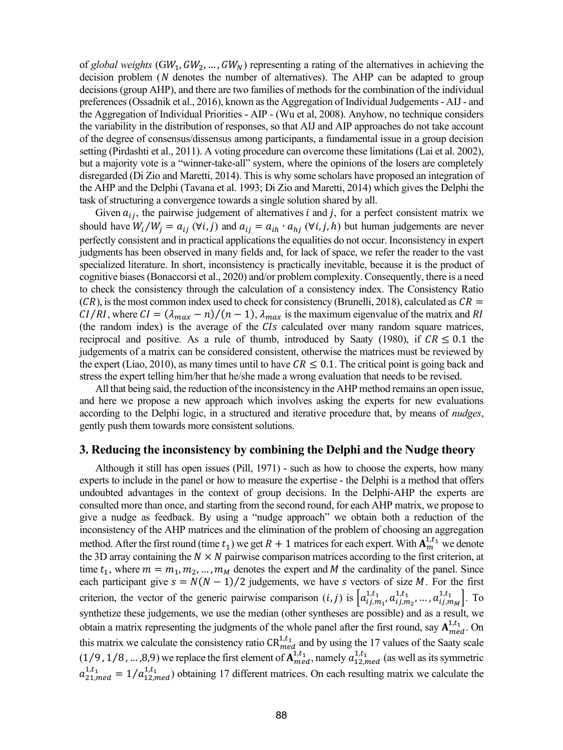of *global weights* ($GW_1, GW_2, \dots, GW_N$) representing a rating of the alternatives in achieving the decision problem ($N$ denotes the number of alternatives). The AHP can be adapted to group decisions (group AHP), and there are two families of methods for the combination of the individual preferences (Ossadnik et al., 2016), known as the Aggregation of Individual Judgements - AIJ - and the Aggregation of Individual Priorities - AIP - (Wu et al, 2008). Anyhow, no technique considers the variability in the distribution of responses, so that AIJ and AIP approaches do not take account of the degree of consensus/dissensus among participants, a fundamental issue in a group decision setting (Pirdashti et al., 2011). A voting procedure can overcome these limitations (Lai et al. 2002), but a majority vote is a "winner-take-all" system, where the opinions of the losers are completely disregarded (Di Zio and Maretti, 2014). This is why some scholars have proposed an integration of the AHP and the Delphi (Tavana et al. 1993; Di Zio and Maretti, 2014) which gives the Delphi the task of structuring a convergence towards a single solution shared by all.

Given $a_{ij}$, the pairwise judgement of alternatives $i$ and $j$, for a perfect consistent matrix we should have $W_i/W_j = a_{ij}$ ($\forall i, j$) and $a_{ij} = a_{ih} \cdot a_{hj}$ ($\forall i, j, h$) but human judgements are never perfectly consistent and in practical applications the equalities do not occur. Inconsistency in expert judgments has been observed in many fields and, for lack of space, we refer the reader to the vast specialized literature. In short, inconsistency is practically inevitable, because it is the product of cognitive biases (Bonaccorsi et al., 2020) and/or problem complexity. Consequently, there is a need to check the consistency through the calculation of a consistency index. The Consistency Ratio ($CR$), is the most common index used to check for consistency (Brunelli, 2018), calculated as $CR = CI/RI$, where $CI = (\lambda_{max} - n)/(n-1)$, $\lambda_{max}$ is the maximum eigenvalue of the matrix and $RI$ (the random index) is the average of the $CIs$ calculated over many random square matrices, reciprocal and positive. As a rule of thumb, introduced by Saaty (1980), if $CR \leq 0.1$ the judgements of a matrix can be considered consistent, otherwise the matrices must be reviewed by the expert (Liao, 2010), as many times until to have $CR \leq 0.1$. The critical point is going back and stress the expert telling him/her that he/she made a wrong evaluation that needs to be revised.

All that being said, the reduction of the inconsistency in the AHP method remains an open issue, and here we propose a new approach which involves asking the experts for new evaluations according to the Delphi logic, in a structured and iterative procedure that, by means of *nudges*, gently push them towards more consistent solutions.

## 3. Reducing the inconsistency by combining the Delphi and the Nudge theory

Although it still has open issues (Pill, 1971) - such as how to choose the experts, how many experts to include in the panel or how to measure the expertise - the Delphi is a method that offers undoubted advantages in the context of group decisions. In the Delphi-AHP the experts are consulted more than once, and starting from the second round, for each AHP matrix, we propose to give a nudge as feedback. By using a "nudge approach" we obtain both a reduction of the inconsistency of the AHP matrices and the elimination of the problem of choosing an aggregation method. After the first round (time $t_1$) we get $R+1$ matrices for each expert. With $\mathbf{A}_m^{1,t_1}$ we denote the 3D array containing the $N \times N$ pairwise comparison matrices according to the first criterion, at time $t_1$, where $m = m_1, m_2, \dots, m_M$ denotes the expert and $M$ the cardinality of the panel. Since each participant give $s = N(N-1)/2$ judgements, we have $s$ vectors of size $M$. For the first criterion, the vector of the generic pairwise comparison $(i, j)$ is $\left[a_{ij,m_1}^{1,t_1}, a_{ij,m_2}^{1,t_1}, \dots, a_{ij,m_M}^{1,t_1}\right]$. To synthetize these judgements, we use the median (other syntheses are possible) and as a result, we obtain a matrix representing the judgments of the whole panel after the first round, say $\mathbf{A}_{med}^{1,t_1}$. On this matrix we calculate the consistency ratio $CR_{med}^{1,t_1}$ and by using the 17 values of the Saaty scale ($1/9, 1/8, \dots, 8, 9$) we replace the first element of $\mathbf{A}_{med}^{1,t_1}$, namely $a_{12,med}^{1,t_1}$ (as well as its symmetric $a_{21,med}^{1,t_1} = 1/a_{12,med}^{1,t_1}$) obtaining 17 different matrices. On each resulting matrix we calculate the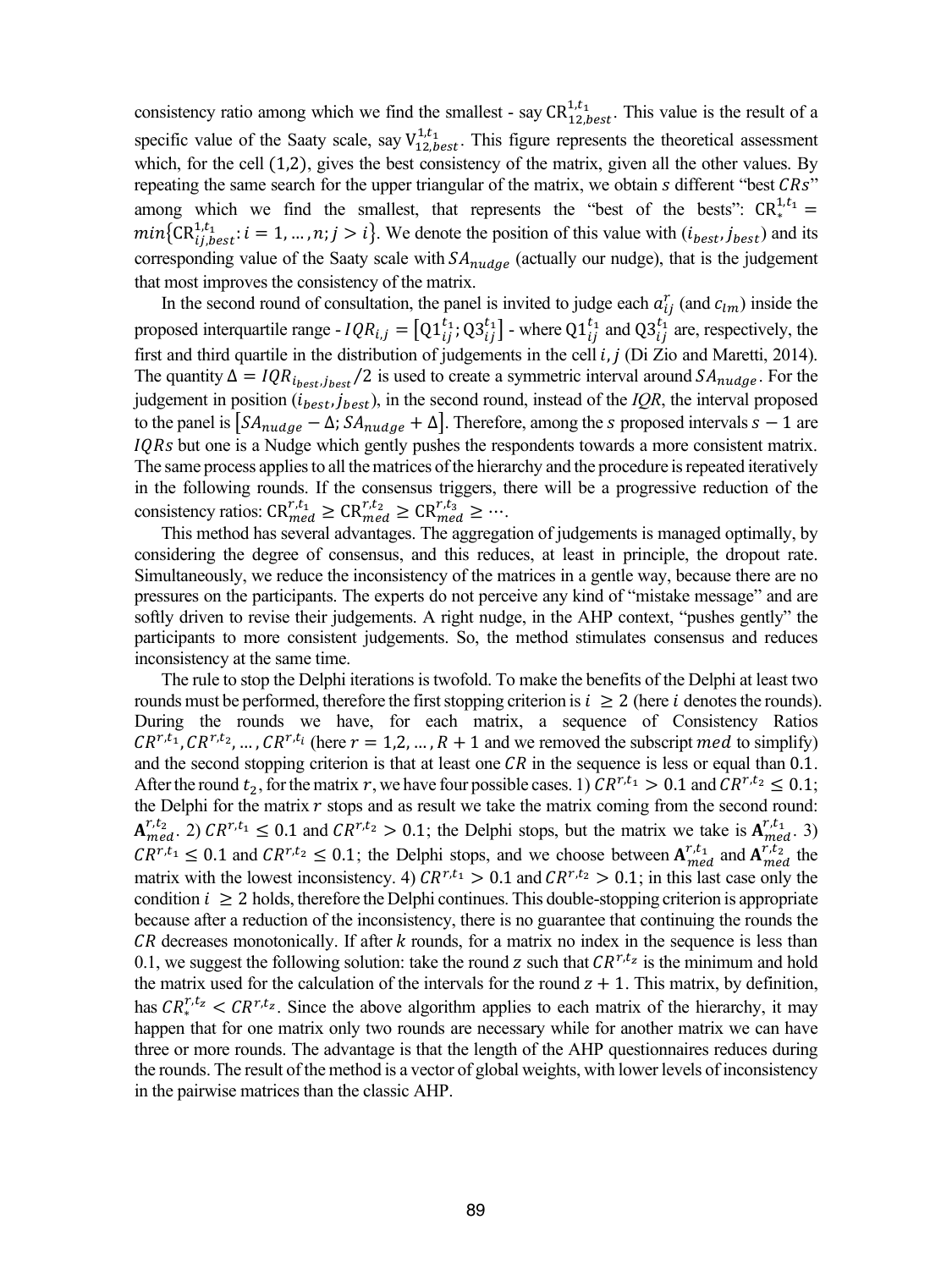consistency ratio among which we find the smallest - say $\mathrm{CR}_{12,best}^{1,t_1}$. This value is the result of a specific value of the Saaty scale, say $\mathrm{V}_{12,best}^{1,t_1}$. This figure represents the theoretical assessment which, for the cell $(1,2)$, gives the best consistency of the matrix, given all the other values. By repeating the same search for the upper triangular of the matrix, we obtain $s$ different "best $CRs$" among which we find the smallest, that represents the "best of the bests": $\mathrm{CR}_{*}^{1,t_1} = min\{\mathrm{CR}_{ij,best}^{1,t_1}: i = 1, \ldots, n; j > i\}$. We denote the position of this value with $(i_{best}, j_{best})$ and its corresponding value of the Saaty scale with $SA_{nudge}$ (actually our nudge), that is the judgement that most improves the consistency of the matrix.

In the second round of consultation, the panel is invited to judge each $a_{ij}^{r}$ (and $c_{lm}$) inside the proposed interquartile range - $IQR_{i,j} = \left[\mathrm{Q1}_{ij}^{t_1}; \mathrm{Q3}_{ij}^{t_1}\right]$ - where $\mathrm{Q1}_{ij}^{t_1}$ and $\mathrm{Q3}_{ij}^{t_1}$ are, respectively, the first and third quartile in the distribution of judgements in the cell $i, j$ (Di Zio and Maretti, 2014). The quantity $\Delta = IQR_{i_{best},j_{best}}/2$ is used to create a symmetric interval around $SA_{nudge}$. For the judgement in position $(i_{best}, j_{best})$, in the second round, instead of the $IQR$, the interval proposed to the panel is $\left[SA_{nudge} - \Delta; SA_{nudge} + \Delta\right]$. Therefore, among the $s$ proposed intervals $s - 1$ are $IQRs$ but one is a Nudge which gently pushes the respondents towards a more consistent matrix. The same process applies to all the matrices of the hierarchy and the procedure is repeated iteratively in the following rounds. If the consensus triggers, there will be a progressive reduction of the consistency ratios: $\mathrm{CR}_{med}^{r,t_1} \geq \mathrm{CR}_{med}^{r,t_2} \geq \mathrm{CR}_{med}^{r,t_3} \geq \cdots$.

This method has several advantages. The aggregation of judgements is managed optimally, by considering the degree of consensus, and this reduces, at least in principle, the dropout rate. Simultaneously, we reduce the inconsistency of the matrices in a gentle way, because there are no pressures on the participants. The experts do not perceive any kind of "mistake message" and are softly driven to revise their judgements. A right nudge, in the AHP context, "pushes gently" the participants to more consistent judgements. So, the method stimulates consensus and reduces inconsistency at the same time.

The rule to stop the Delphi iterations is twofold. To make the benefits of the Delphi at least two rounds must be performed, therefore the first stopping criterion is $i \geq 2$ (here $i$ denotes the rounds). During the rounds we have, for each matrix, a sequence of Consistency Ratios $CR^{r,t_1}, CR^{r,t_2}, \ldots, CR^{r,t_i}$ (here $r = 1,2, \ldots, R + 1$ and we removed the subscript $med$ to simplify) and the second stopping criterion is that at least one $CR$ in the sequence is less or equal than $0.1$. After the round $t_2$, for the matrix $r$, we have four possible cases. 1) $CR^{r,t_1} > 0.1$ and $CR^{r,t_2} \leq 0.1$; the Delphi for the matrix $r$ stops and as result we take the matrix coming from the second round: $\mathbf{A}_{med}^{r,t_2}$. 2) $CR^{r,t_1} \leq 0.1$ and $CR^{r,t_2} > 0.1$; the Delphi stops, but the matrix we take is $\mathbf{A}_{med}^{r,t_1}$. 3) $CR^{r,t_1} \leq 0.1$ and $CR^{r,t_2} \leq 0.1$; the Delphi stops, and we choose between $\mathbf{A}_{med}^{r,t_1}$ and $\mathbf{A}_{med}^{r,t_2}$ the matrix with the lowest inconsistency. 4) $CR^{r,t_1} > 0.1$ and $CR^{r,t_2} > 0.1$; in this last case only the condition $i \geq 2$ holds, therefore the Delphi continues. This double-stopping criterion is appropriate because after a reduction of the inconsistency, there is no guarantee that continuing the rounds the $CR$ decreases monotonically. If after $k$ rounds, for a matrix no index in the sequence is less than 0.1, we suggest the following solution: take the round $z$ such that $CR^{r,t_z}$ is the minimum and hold the matrix used for the calculation of the intervals for the round $z + 1$. This matrix, by definition, has $CR_{*}^{r,t_z} < CR^{r,t_z}$. Since the above algorithm applies to each matrix of the hierarchy, it may happen that for one matrix only two rounds are necessary while for another matrix we can have three or more rounds. The advantage is that the length of the AHP questionnaires reduces during the rounds. The result of the method is a vector of global weights, with lower levels of inconsistency in the pairwise matrices than the classic AHP.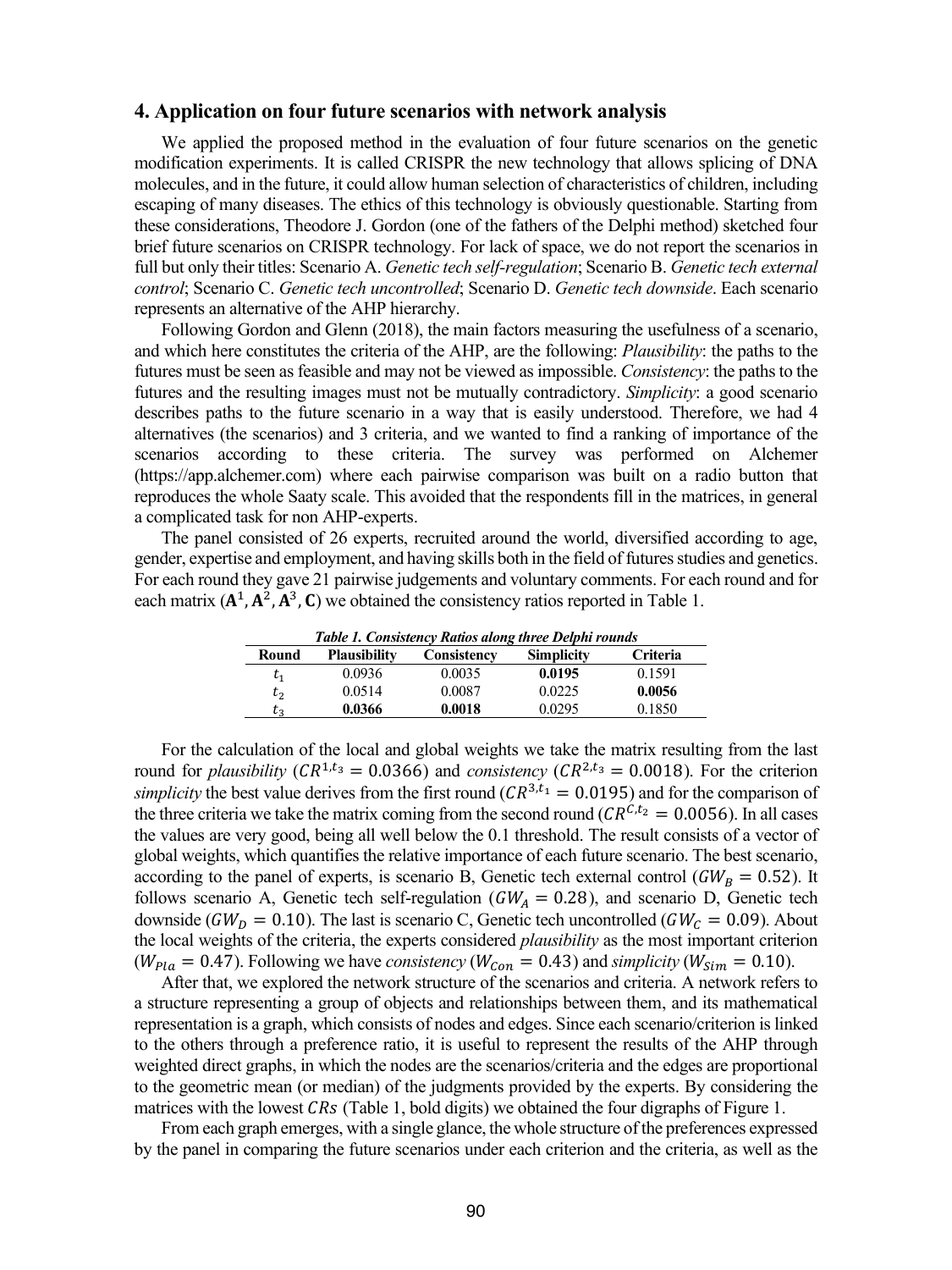## 4. Application on four future scenarios with network analysis

We applied the proposed method in the evaluation of four future scenarios on the genetic modification experiments. It is called CRISPR the new technology that allows splicing of DNA molecules, and in the future, it could allow human selection of characteristics of children, including escaping of many diseases. The ethics of this technology is obviously questionable. Starting from these considerations, Theodore J. Gordon (one of the fathers of the Delphi method) sketched four brief future scenarios on CRISPR technology. For lack of space, we do not report the scenarios in full but only their titles: Scenario A. *Genetic tech self-regulation*; Scenario B. *Genetic tech external control*; Scenario C. *Genetic tech uncontrolled*; Scenario D. *Genetic tech downside*. Each scenario represents an alternative of the AHP hierarchy.

Following Gordon and Glenn (2018), the main factors measuring the usefulness of a scenario, and which here constitutes the criteria of the AHP, are the following: *Plausibility*: the paths to the futures must be seen as feasible and may not be viewed as impossible. *Consistency*: the paths to the futures and the resulting images must not be mutually contradictory. *Simplicity*: a good scenario describes paths to the future scenario in a way that is easily understood. Therefore, we had 4 alternatives (the scenarios) and 3 criteria, and we wanted to find a ranking of importance of the scenarios according to these criteria. The survey was performed on Alchemer (https://app.alchemer.com) where each pairwise comparison was built on a radio button that reproduces the whole Saaty scale. This avoided that the respondents fill in the matrices, in general a complicated task for non AHP-experts.

The panel consisted of 26 experts, recruited around the world, diversified according to age, gender, expertise and employment, and having skills both in the field of futures studies and genetics. For each round they gave 21 pairwise judgements and voluntary comments. For each round and for each matrix ($\mathbf{A}^1, \mathbf{A}^2, \mathbf{A}^3, \mathbf{C}$) we obtained the consistency ratios reported in Table 1.

*Table 1. Consistency Ratios along three Delphi rounds*

| Round | Plausibility | Consistency | Simplicity | Criteria |
|---|---|---|---|---|
| $t_1$ | 0.0936 | 0.0035 | **0.0195** | 0.1591 |
| $t_2$ | 0.0514 | 0.0087 | 0.0225 | **0.0056** |
| $t_3$ | **0.0366** | **0.0018** | 0.0295 | 0.1850 |

For the calculation of the local and global weights we take the matrix resulting from the last round for *plausibility* ($CR^{1,t_3} = 0.0366$) and *consistency* ($CR^{2,t_3} = 0.0018$). For the criterion *simplicity* the best value derives from the first round ($CR^{3,t_1} = 0.0195$) and for the comparison of the three criteria we take the matrix coming from the second round ($CR^{C,t_2} = 0.0056$). In all cases the values are very good, being all well below the 0.1 threshold. The result consists of a vector of global weights, which quantifies the relative importance of each future scenario. The best scenario, according to the panel of experts, is scenario B, Genetic tech external control ($GW_B = 0.52$). It follows scenario A, Genetic tech self-regulation ($GW_A = 0.28$), and scenario D, Genetic tech downside ($GW_D = 0.10$). The last is scenario C, Genetic tech uncontrolled ($GW_C = 0.09$). About the local weights of the criteria, the experts considered *plausibility* as the most important criterion ($W_{Pla} = 0.47$). Following we have *consistency* ($W_{Con} = 0.43$) and *simplicity* ($W_{Sim} = 0.10$).

After that, we explored the network structure of the scenarios and criteria. A network refers to a structure representing a group of objects and relationships between them, and its mathematical representation is a graph, which consists of nodes and edges. Since each scenario/criterion is linked to the others through a preference ratio, it is useful to represent the results of the AHP through weighted direct graphs, in which the nodes are the scenarios/criteria and the edges are proportional to the geometric mean (or median) of the judgments provided by the experts. By considering the matrices with the lowest $CRs$ (Table 1, bold digits) we obtained the four digraphs of Figure 1.

From each graph emerges, with a single glance, the whole structure of the preferences expressed by the panel in comparing the future scenarios under each criterion and the criteria, as well as the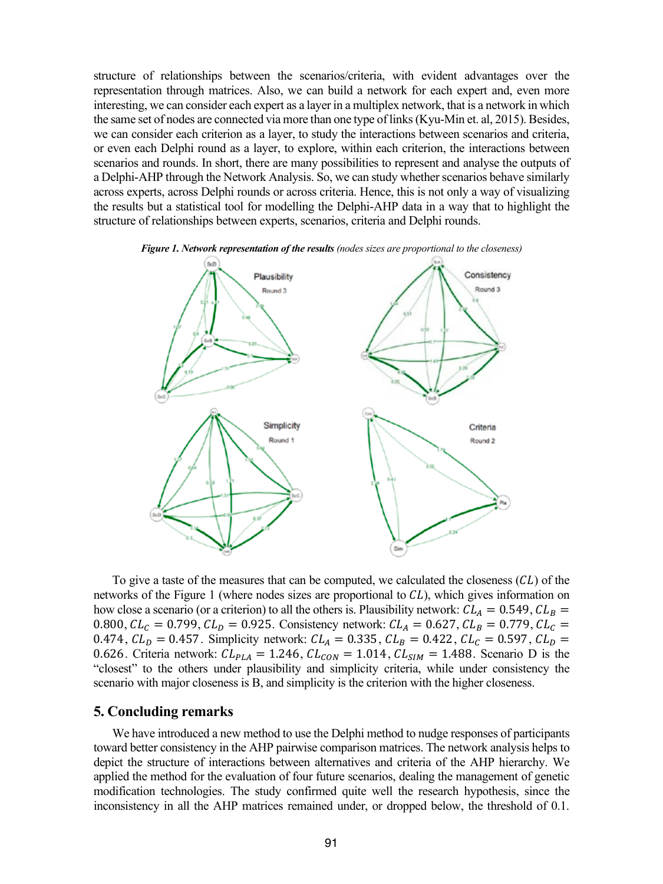structure of relationships between the scenarios/criteria, with evident advantages over the representation through matrices. Also, we can build a network for each expert and, even more interesting, we can consider each expert as a layer in a multiplex network, that is a network in which the same set of nodes are connected via more than one type of links (Kyu-Min et. al, 2015). Besides, we can consider each criterion as a layer, to study the interactions between scenarios and criteria, or even each Delphi round as a layer, to explore, within each criterion, the interactions between scenarios and rounds. In short, there are many possibilities to represent and analyse the outputs of a Delphi-AHP through the Network Analysis. So, we can study whether scenarios behave similarly across experts, across Delphi rounds or across criteria. Hence, this is not only a way of visualizing the results but a statistical tool for modelling the Delphi-AHP data in a way that to highlight the structure of relationships between experts, scenarios, criteria and Delphi rounds.

***Figure 1. Network representation of the results*** *(nodes sizes are proportional to the closeness)*

To give a taste of the measures that can be computed, we calculated the closeness ($CL$) of the networks of the Figure 1 (where nodes sizes are proportional to $CL$), which gives information on how close a scenario (or a criterion) to all the others is. Plausibility network: $CL_A = 0.549$, $CL_B = 0.800$, $CL_C = 0.799$, $CL_D = 0.925$. Consistency network: $CL_A = 0.627$, $CL_B = 0.779$, $CL_C = 0.474$, $CL_D = 0.457$. Simplicity network: $CL_A = 0.335$, $CL_B = 0.422$, $CL_C = 0.597$, $CL_D = 0.626$. Criteria network: $CL_{PLA} = 1.246$, $CL_{CON} = 1.014$, $CL_{SIM} = 1.488$. Scenario D is the "closest" to the others under plausibility and simplicity criteria, while under consistency the scenario with major closeness is B, and simplicity is the criterion with the higher closeness.

## 5. Concluding remarks

We have introduced a new method to use the Delphi method to nudge responses of participants toward better consistency in the AHP pairwise comparison matrices. The network analysis helps to depict the structure of interactions between alternatives and criteria of the AHP hierarchy. We applied the method for the evaluation of four future scenarios, dealing the management of genetic modification technologies. The study confirmed quite well the research hypothesis, since the inconsistency in all the AHP matrices remained under, or dropped below, the threshold of 0.1.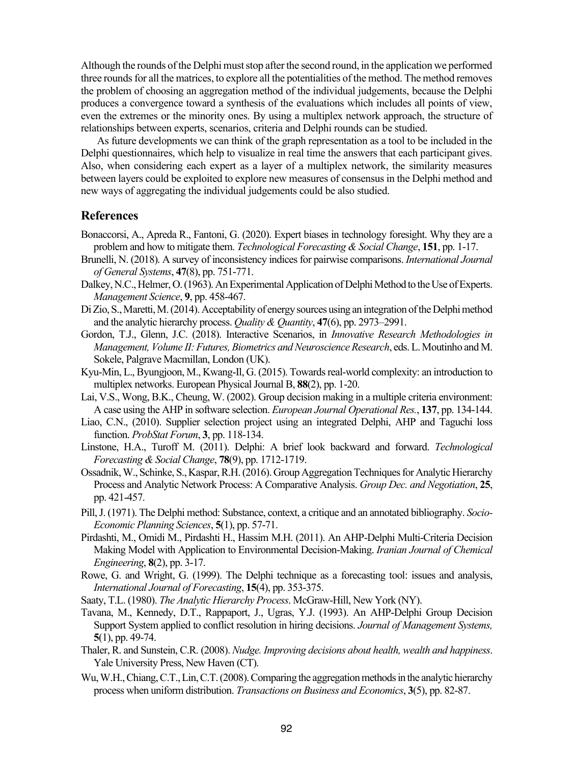Although the rounds of the Delphi must stop after the second round, in the application we performed three rounds for all the matrices, to explore all the potentialities of the method. The method removes the problem of choosing an aggregation method of the individual judgements, because the Delphi produces a convergence toward a synthesis of the evaluations which includes all points of view, even the extremes or the minority ones. By using a multiplex network approach, the structure of relationships between experts, scenarios, criteria and Delphi rounds can be studied.

As future developments we can think of the graph representation as a tool to be included in the Delphi questionnaires, which help to visualize in real time the answers that each participant gives. Also, when considering each expert as a layer of a multiplex network, the similarity measures between layers could be exploited to explore new measures of consensus in the Delphi method and new ways of aggregating the individual judgements could be also studied.

## References

Bonaccorsi, A., Apreda R., Fantoni, G. (2020). Expert biases in technology foresight. Why they are a problem and how to mitigate them. *Technological Forecasting & Social Change*, **151**, pp. 1-17.

Brunelli, N. (2018). A survey of inconsistency indices for pairwise comparisons. *International Journal of General Systems*, **47**(8), pp. 751-771.

Dalkey, N.C., Helmer, O. (1963). An Experimental Application of Delphi Method to the Use of Experts. *Management Science*, **9**, pp. 458-467.

Di Zio, S., Maretti, M. (2014). Acceptability of energy sources using an integration of the Delphi method and the analytic hierarchy process. *Quality & Quantity*, **47**(6), pp. 2973–2991.

Gordon, T.J., Glenn, J.C. (2018). Interactive Scenarios, in *Innovative Research Methodologies in Management, Volume II: Futures, Biometrics and Neuroscience Research*, eds. L. Moutinho and M. Sokele, Palgrave Macmillan, London (UK).

Kyu-Min, L., Byungjoon, M., Kwang-Il, G. (2015). Towards real-world complexity: an introduction to multiplex networks. European Physical Journal B, **88**(2), pp. 1-20.

Lai, V.S., Wong, B.K., Cheung, W. (2002). Group decision making in a multiple criteria environment: A case using the AHP in software selection. *European Journal Operational Res.*, **137**, pp. 134-144.

Liao, C.N., (2010). Supplier selection project using an integrated Delphi, AHP and Taguchi loss function. *ProbStat Forum*, **3**, pp. 118-134.

Linstone, H.A., Turoff M. (2011). Delphi: A brief look backward and forward. *Technological Forecasting & Social Change*, **78**(9), pp. 1712-1719.

Ossadnik, W., Schinke, S., Kaspar, R.H. (2016). Group Aggregation Techniques for Analytic Hierarchy Process and Analytic Network Process: A Comparative Analysis. *Group Dec. and Negotiation*, **25**, pp. 421-457.

Pill, J. (1971). The Delphi method: Substance, context, a critique and an annotated bibliography. *Socio-Economic Planning Sciences*, **5**(1), pp. 57-71.

Pirdashti, M., Omidi M., Pirdashti H., Hassim M.H. (2011). An AHP-Delphi Multi-Criteria Decision Making Model with Application to Environmental Decision-Making. *Iranian Journal of Chemical Engineering*, **8**(2), pp. 3-17.

Rowe, G. and Wright, G. (1999). The Delphi technique as a forecasting tool: issues and analysis, *International Journal of Forecasting*, **15**(4), pp. 353-375.

Saaty, T.L. (1980). *The Analytic Hierarchy Process*. McGraw-Hill, New York (NY).

Tavana, M., Kennedy, D.T., Rappaport, J., Ugras, Y.J. (1993). An AHP-Delphi Group Decision Support System applied to conflict resolution in hiring decisions. *Journal of Management Systems,* **5**(1), pp. 49-74.

Thaler, R. and Sunstein, C.R. (2008). *Nudge. Improving decisions about health, wealth and happiness*. Yale University Press, New Haven (CT).

Wu, W.H., Chiang, C.T., Lin, C.T. (2008). Comparing the aggregation methods in the analytic hierarchy process when uniform distribution. *Transactions on Business and Economics*, **3**(5), pp. 82-87.